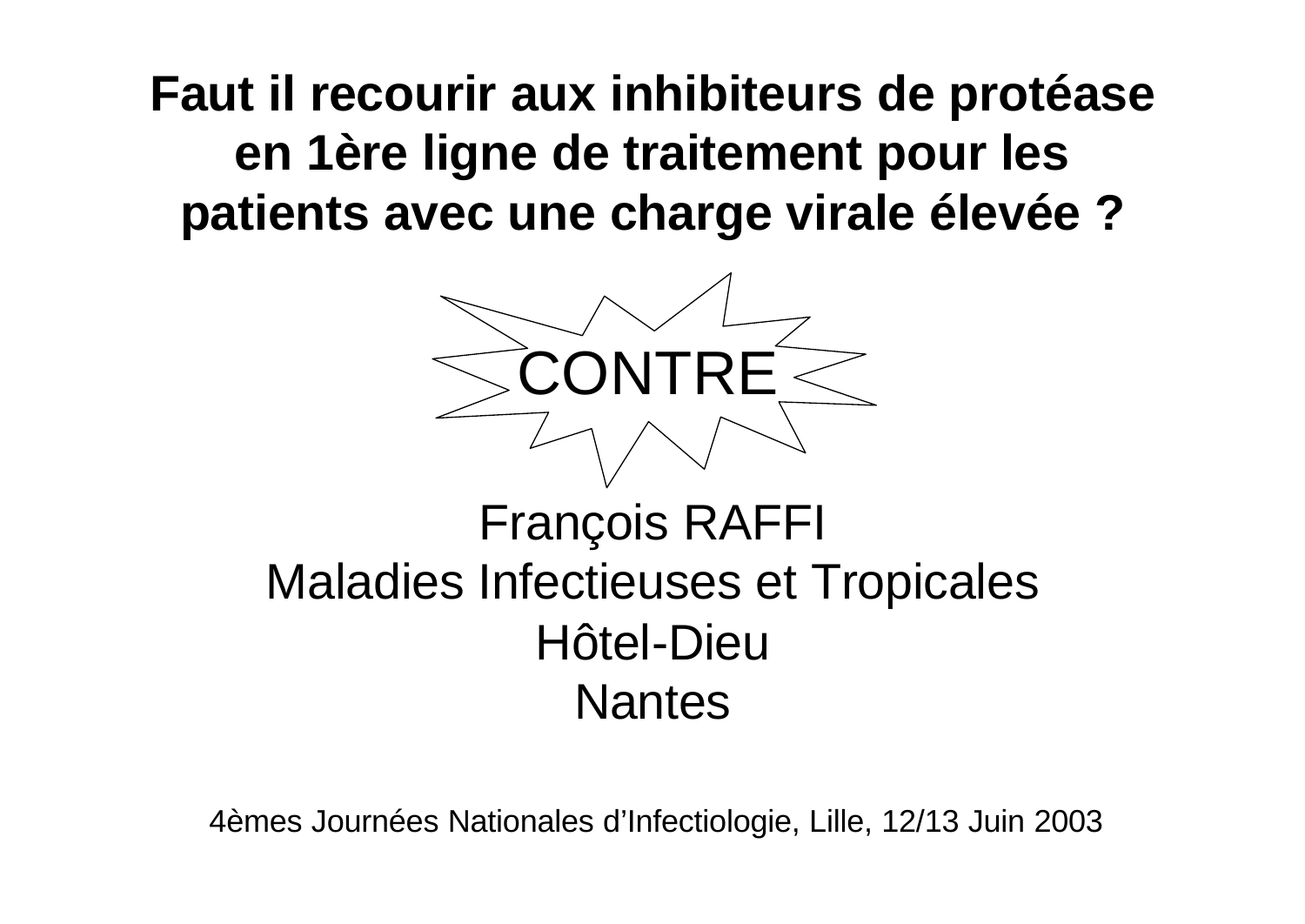# Faut il recourir aux inhibiteurs de protéase en 1ère ligne de traitement pour les patients avec une charge virale élevée ?

CONTRE

François RAFFI
Maladies Infectieuses et Tropicales
Hôtel-Dieu
Nantes

4èmes Journées Nationales d'Infectiologie, Lille, 12/13 Juin 2003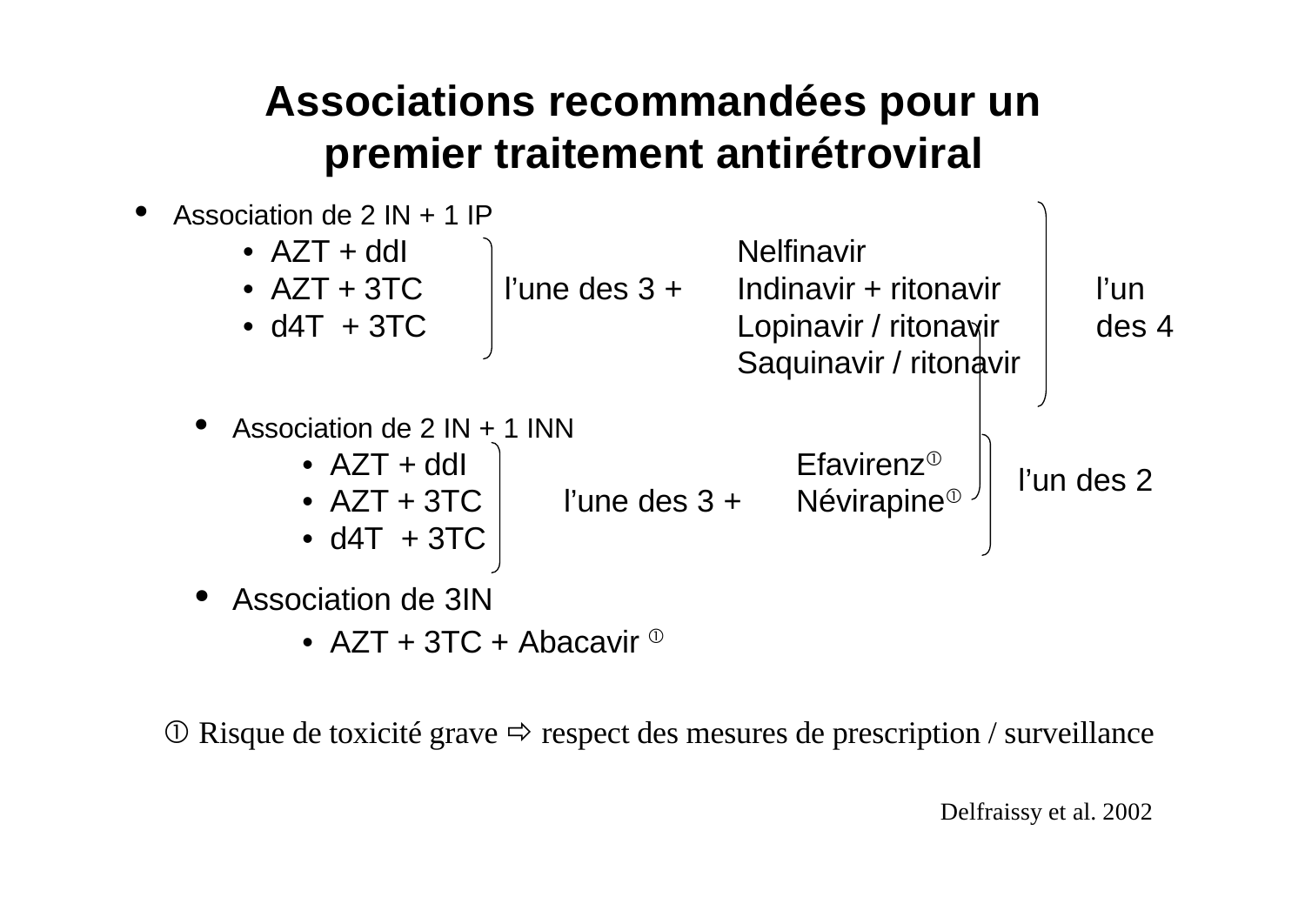# Associations recommandées pour un premier traitement antirétroviral

- Association de 2 IN + 1 IP
  - AZT + ddI
  - AZT + 3TC
  - d4T + 3TC

  l'une des 3 + l'un des 4 :
  - Nelfinavir
  - Indinavir + ritonavir
  - Lopinavir / ritonavir
  - Saquinavir / ritonavir

- Association de 2 IN + 1 INN
  - AZT + ddI
  - AZT + 3TC
  - d4T + 3TC

  l'une des 3 + l'un des 2 :
  - Efavirenz ➀
  - Névirapine ➀

- Association de 3IN
  - AZT + 3TC + Abacavir ➀

➀ Risque de toxicité grave ⇨ respect des mesures de prescription / surveillance

Delfraissy et al. 2002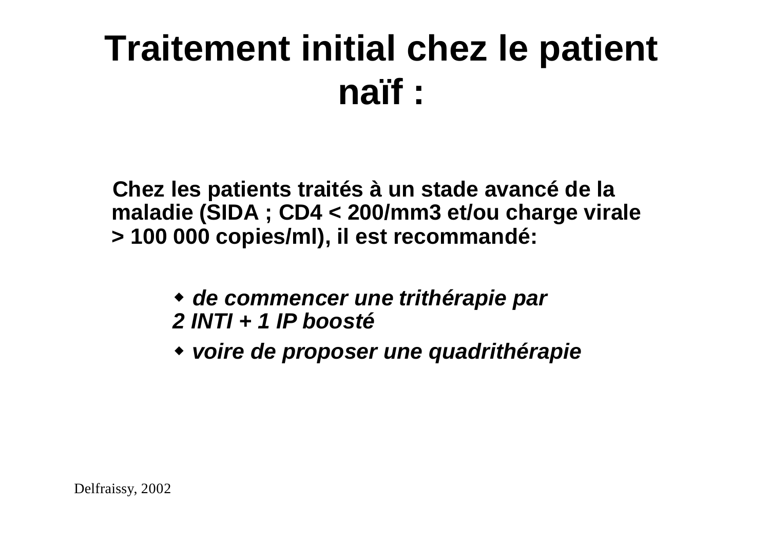# Traitement initial chez le patient naïf :

**Chez les patients traités à un stade avancé de la maladie (SIDA ; CD4 < 200/mm3 et/ou charge virale > 100 000 copies/ml), il est recommandé:**

- ***de commencer une trithérapie par 2 INTI + 1 IP boosté***
- ***voire de proposer une quadrithérapie***

Delfraissy, 2002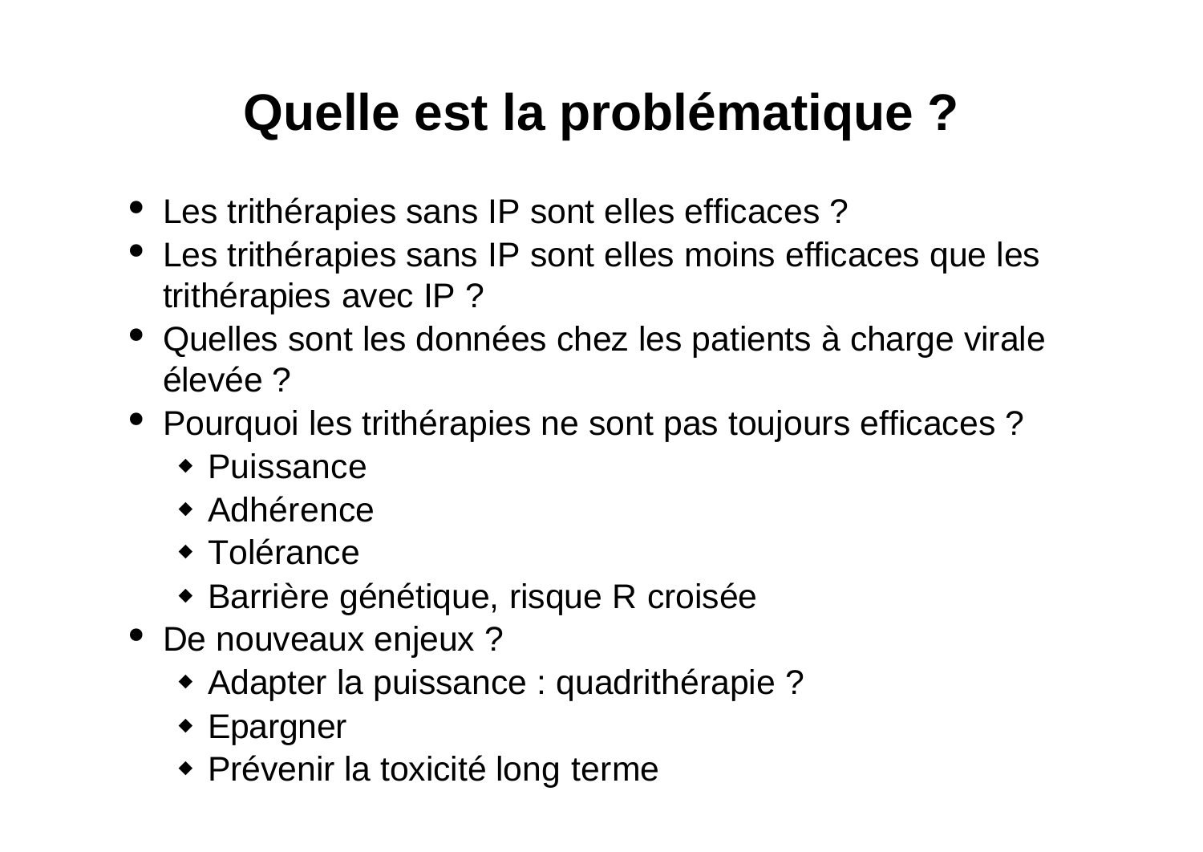# Quelle est la problématique ?

- Les trithérapies sans IP sont elles efficaces ?
- Les trithérapies sans IP sont elles moins efficaces que les trithérapies avec IP ?
- Quelles sont les données chez les patients à charge virale élevée ?
- Pourquoi les trithérapies ne sont pas toujours efficaces ?
  - Puissance
  - Adhérence
  - Tolérance
  - Barrière génétique, risque R croisée
- De nouveaux enjeux ?
  - Adapter la puissance : quadrithérapie ?
  - Epargner
  - Prévenir la toxicité long terme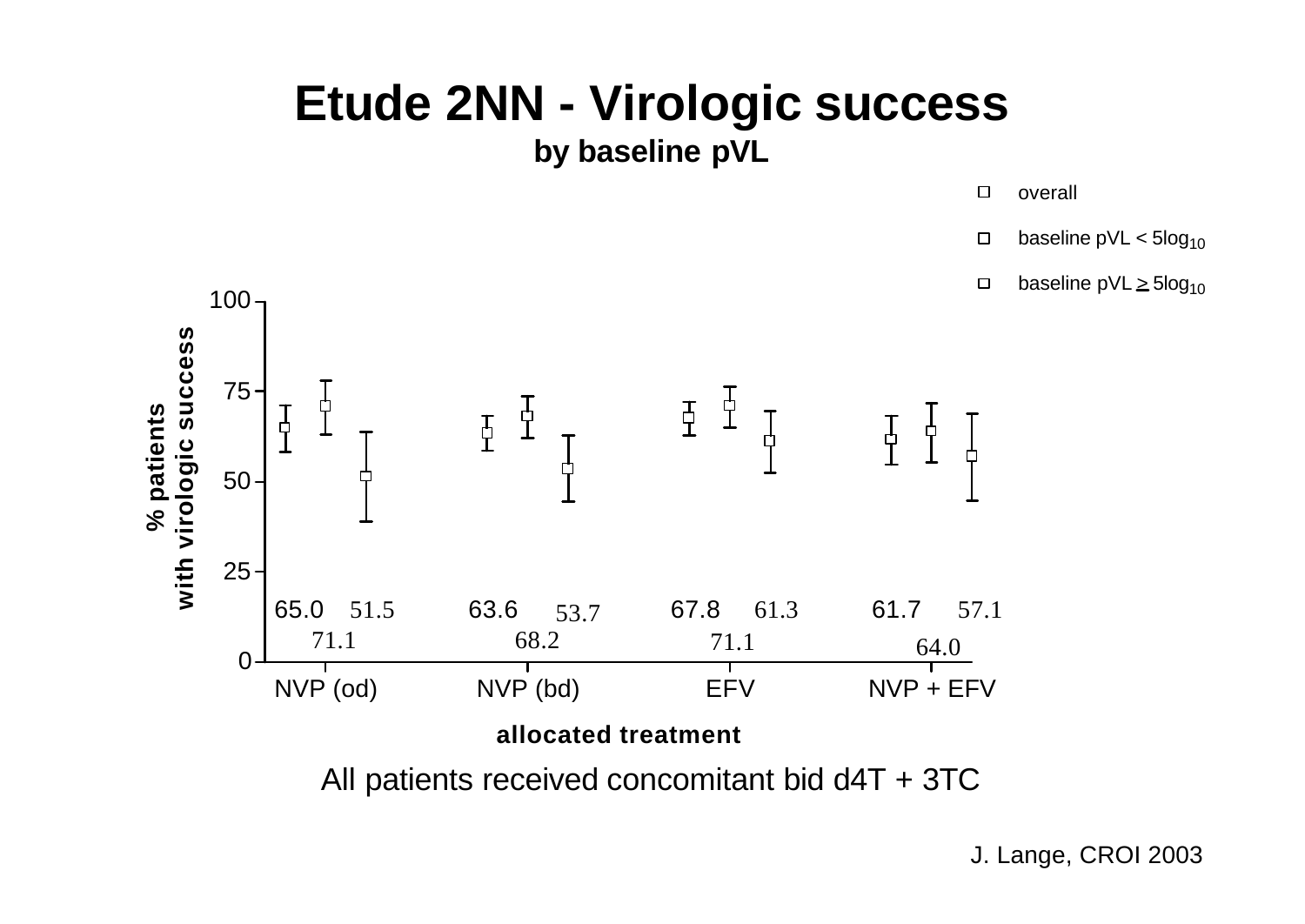# Etude 2NN - Virologic success

## by baseline pVL

- overall
- baseline pVL < $5\log_{10}$
- baseline pVL $\geq 5\log_{10}$

% patients with virologic success

| allocated treatment | overall | baseline pVL < $5\log_{10}$ | baseline pVL $\geq 5\log_{10}$ |
| --- | --- | --- | --- |
| NVP (od) | 65.0 | 71.1 | 51.5 |
| NVP (bd) | 63.6 | 68.2 | 53.7 |
| EFV | 67.8 | 71.1 | 61.3 |
| NVP + EFV | 61.7 | 64.0 | 57.1 |

All patients received concomitant bid d4T + 3TC

J. Lange, CROI 2003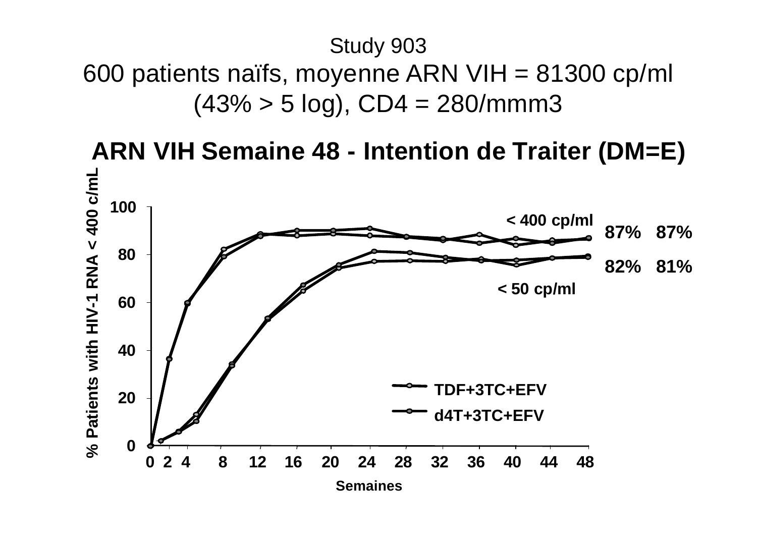Study 903

600 patients naïfs, moyenne ARN VIH = 81300 cp/ml (43% > 5 log), CD4 = 280/mmm3

**ARN VIH Semaine 48 - Intention de Traiter (DM=E)**

% Patients with HIV-1 RNA < 400 c/mL

100

80

60

40

20

0

0 2 4 8 12 16 20 24 28 32 36 40 44 48

**Semaines**

**< 400 cp/ml**

**87% 87%**

**82% 81%**

**< 50 cp/ml**

**TDF+3TC+EFV**

**d4T+3TC+EFV**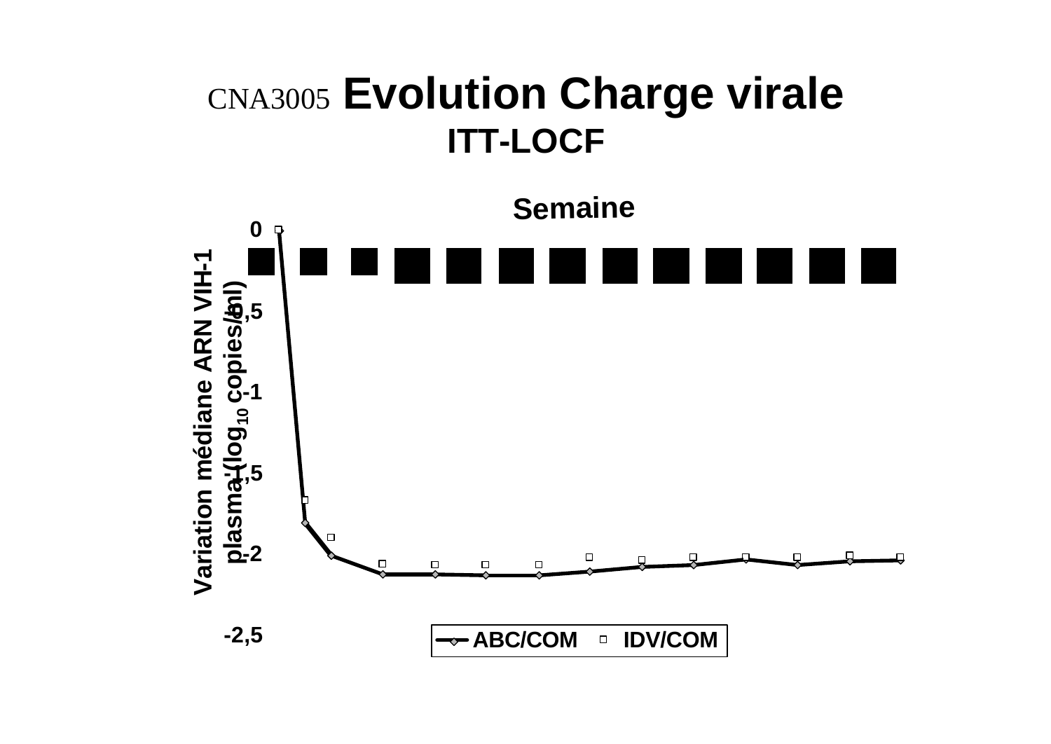# CNA3005 Evolution Charge virale

## ITT-LOCF

Semaine

Variation médiane ARN VIH-1 plasma (log$_{10}$ copies/ml)

0

-0,5

-1

-1,5

-2

-2,5

ABC/COM IDV/COM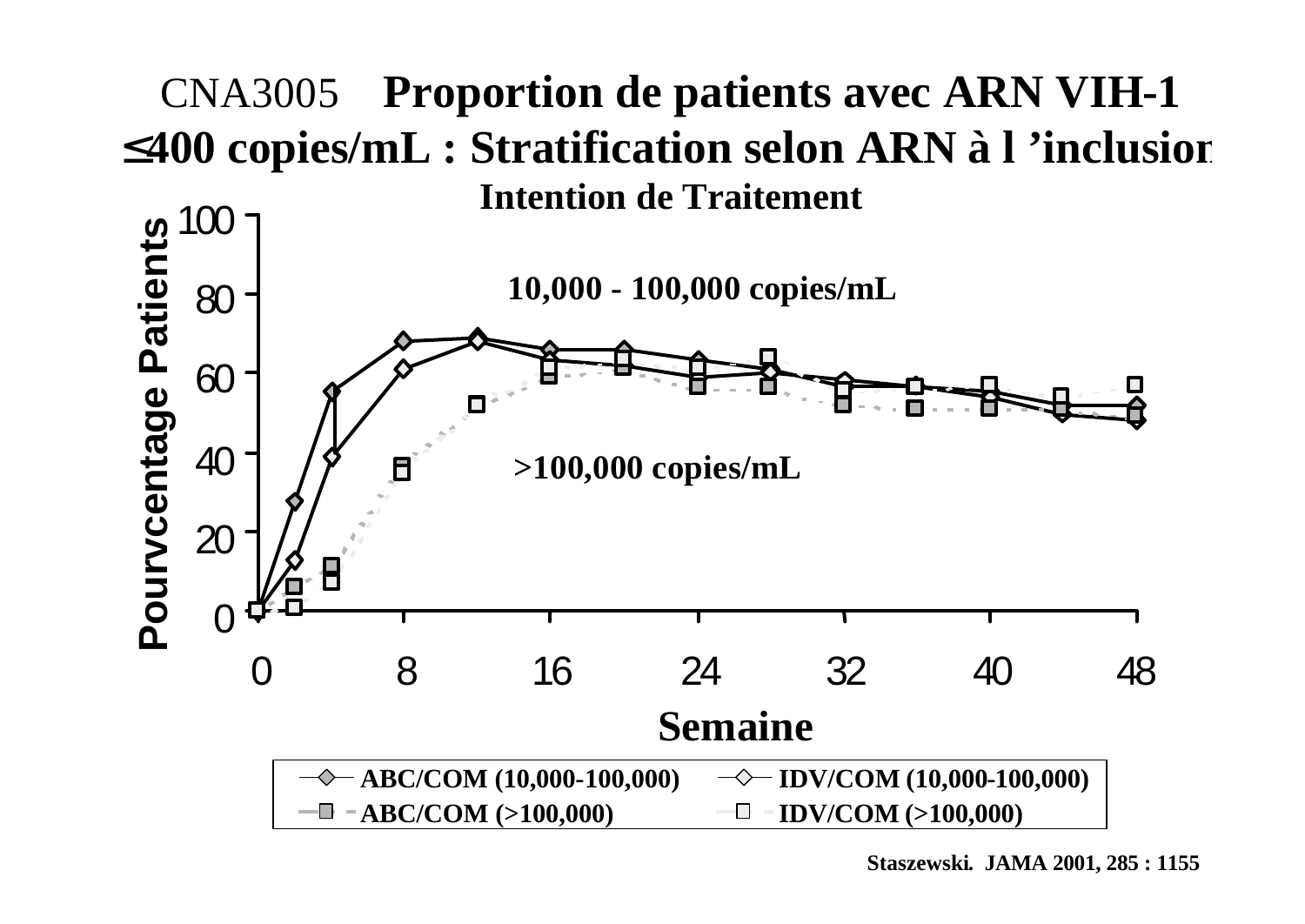# CNA3005 **Proportion de patients avec ARN VIH-1 ≤400 copies/mL : Stratification selon ARN à l 'inclusion**

### Intention de Traitement

10,000 - 100,000 copies/mL

>100,000 copies/mL

Pourvcentage Patients

Semaine

- ABC/COM (10,000-100,000)
- IDV/COM (10,000-100,000)
- ABC/COM (>100,000)
- IDV/COM (>100,000)

Staszewski. JAMA 2001, 285 : 1155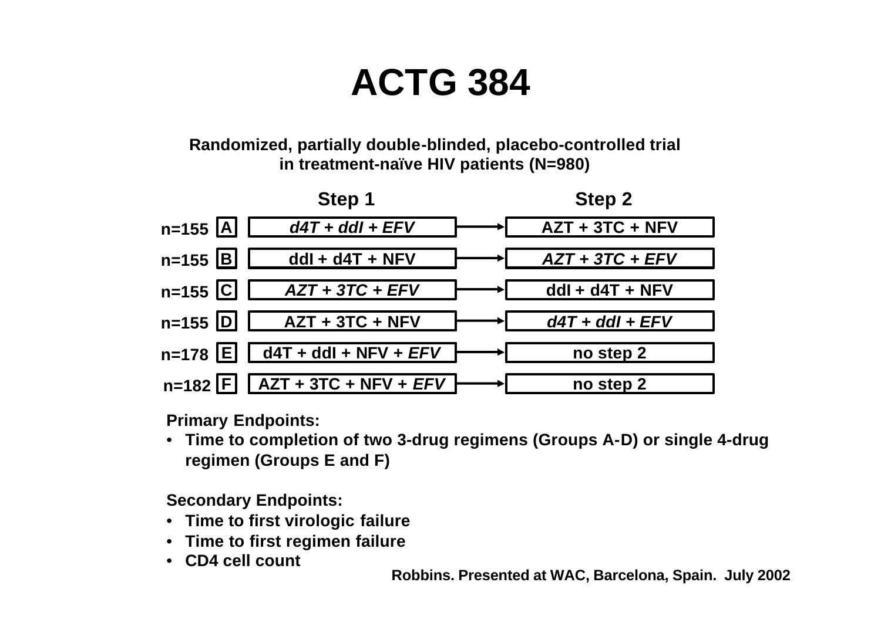# ACTG 384

**Randomized, partially double-blinded, placebo-controlled trial in treatment-naïve HIV patients (N=980)**

| n | Group | Step 1 | | Step 2 |
|---|---|---|---|---|
| n=155 | A | ***d4T + ddI + EFV*** | → | **AZT + 3TC + NFV** |
| n=155 | B | **ddI + d4T + NFV** | → | ***AZT + 3TC + EFV*** |
| n=155 | C | ***AZT + 3TC + EFV*** | → | **ddI + d4T + NFV** |
| n=155 | D | **AZT + 3TC + NFV** | → | ***d4T + ddI + EFV*** |
| n=178 | E | **d4T + ddI + NFV + *EFV*** | → | **no step 2** |
| n=182 | F | **AZT + 3TC + NFV + *EFV*** | → | **no step 2** |

**Primary Endpoints:**

- **Time to completion of two 3-drug regimens (Groups A-D) or single 4-drug regimen (Groups E and F)**

**Secondary Endpoints:**

- **Time to first virologic failure**
- **Time to first regimen failure**
- **CD4 cell count**

**Robbins. Presented at WAC, Barcelona, Spain. July 2002**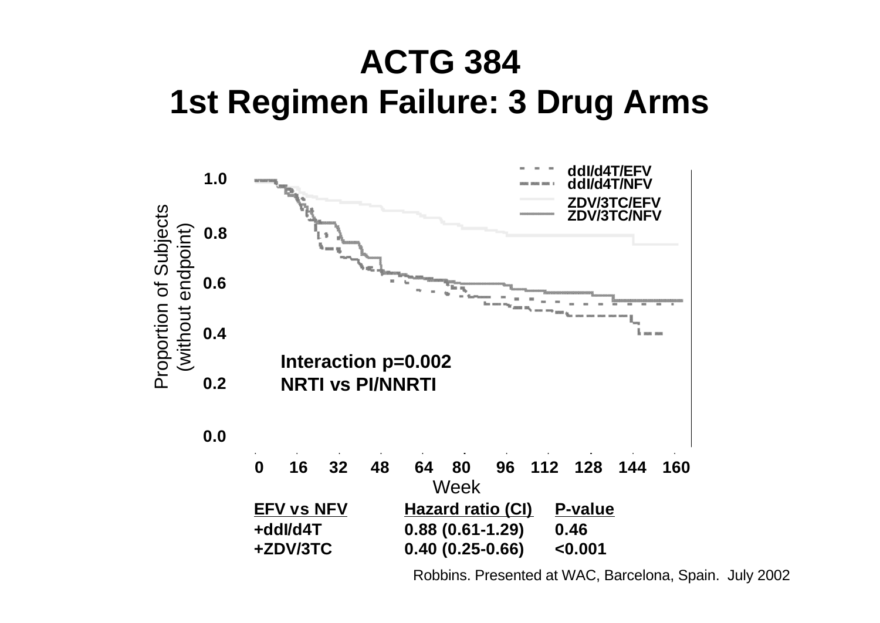# ACTG 384
# 1st Regimen Failure: 3 Drug Arms

ddI/d4T/EFV
ddI/d4T/NFV
ZDV/3TC/EFV
ZDV/3TC/NFV

Proportion of Subjects (without endpoint)

1.0
0.8
0.6
0.4
0.2
0.0

**Interaction p=0.002**
**NRTI vs PI/NNRTI**

0 16 32 48 64 80 96 112 128 144 160

Week

| EFV vs NFV | Hazard ratio (CI) | P-value |
|---|---|---|
| +ddI/d4T | 0.88 (0.61-1.29) | 0.46 |
| +ZDV/3TC | 0.40 (0.25-0.66) | <0.001 |

Robbins. Presented at WAC, Barcelona, Spain. July 2002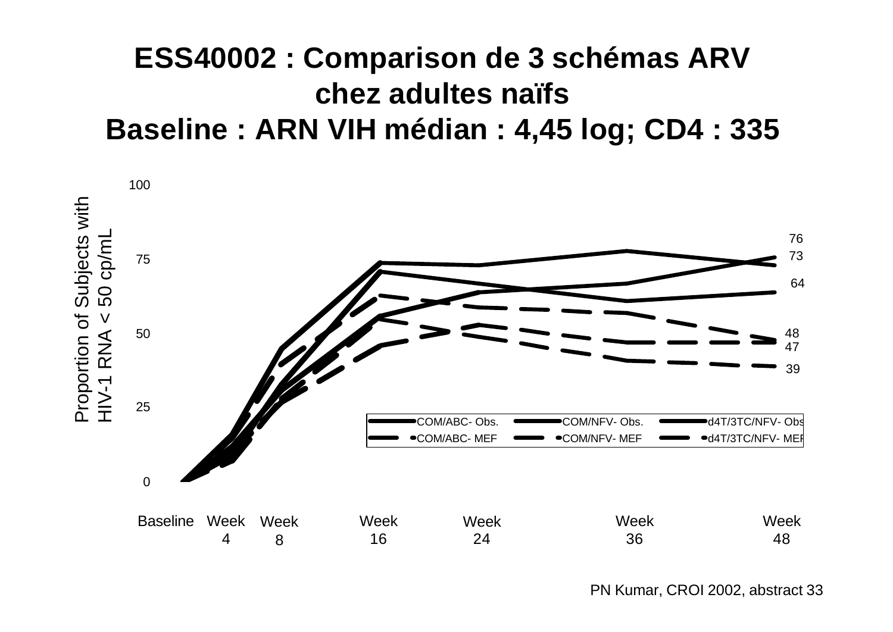# ESS40002 : Comparison de 3 schémas ARV chez adultes naïfs

## Baseline : ARN VIH médian : 4,45 log; CD4 : 335

Proportion of Subjects with HIV-1 RNA < 50 cp/mL

100

75

50

25

0

Baseline | Week 4 | Week 8 | Week 16 | Week 24 | Week 36 | Week 48

76
73
64
48
47
39

COM/ABC- Obs. | COM/NFV- Obs. | d4T/3TC/NFV- Obs

COM/ABC- MEF | COM/NFV- MEF | d4T/3TC/NFV- MEF

PN Kumar, CROI 2002, abstract 33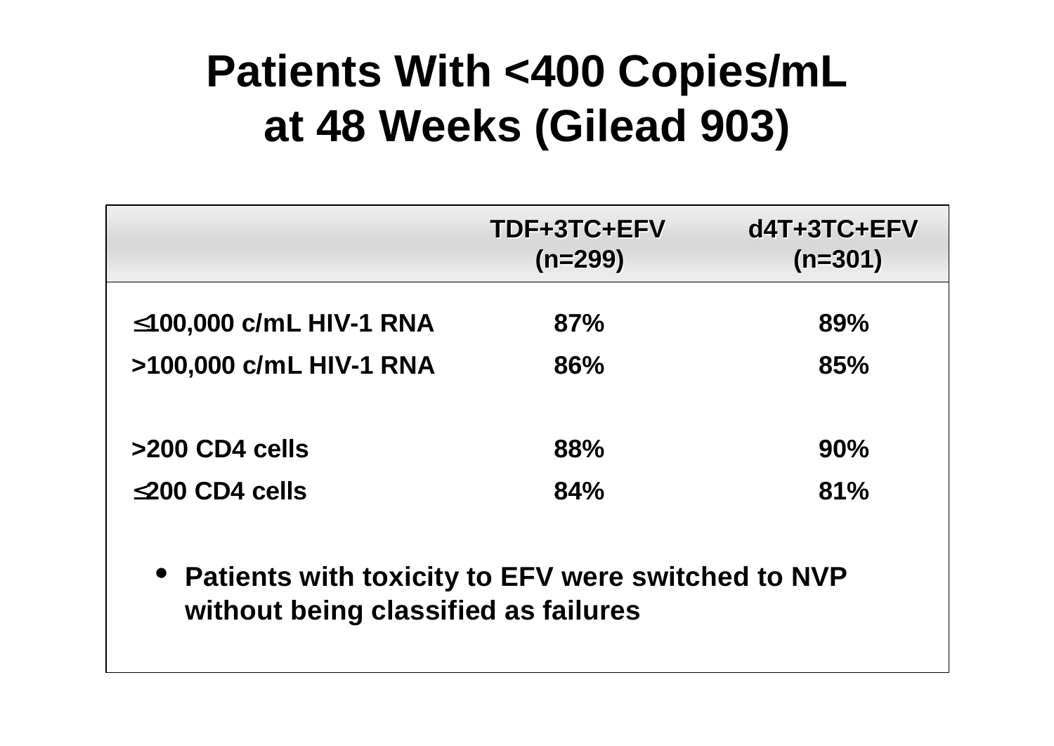# Patients With <400 Copies/mL at 48 Weeks (Gilead 903)

| | TDF+3TC+EFV (n=299) | d4T+3TC+EFV (n=301) |
|---|---|---|
| ≤100,000 c/mL HIV-1 RNA | 87% | 89% |
| >100,000 c/mL HIV-1 RNA | 86% | 85% |
| >200 CD4 cells | 88% | 90% |
| ≤200 CD4 cells | 84% | 81% |

- **Patients with toxicity to EFV were switched to NVP without being classified as failures**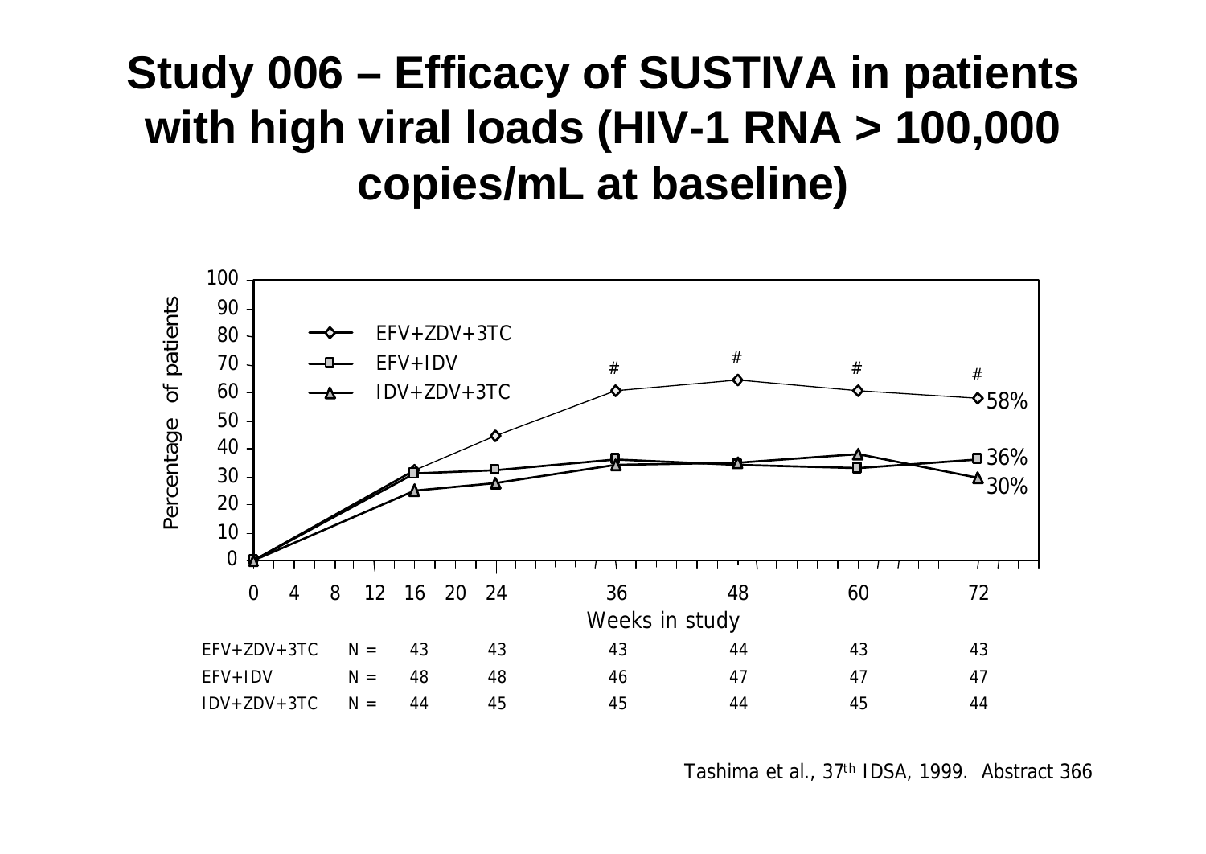# Study 006 – Efficacy of SUSTIVA in patients with high viral loads (HIV-1 RNA > 100,000 copies/mL at baseline)

Percentage of patients

- EFV+ZDV+3TC
- EFV+IDV
- IDV+ZDV+3TC

58%
36%
30%

Weeks in study

| | | 16 | 24 | 36 | 48 | 60 | 72 |
|---|---|---|---|---|---|---|---|
| EFV+ZDV+3TC | N = | 43 | 43 | 43 | 44 | 43 | 43 |
| EFV+IDV | N = | 48 | 48 | 46 | 47 | 47 | 47 |
| IDV+ZDV+3TC | N = | 44 | 45 | 45 | 44 | 45 | 44 |

Tashima et al., 37th IDSA, 1999. Abstract 366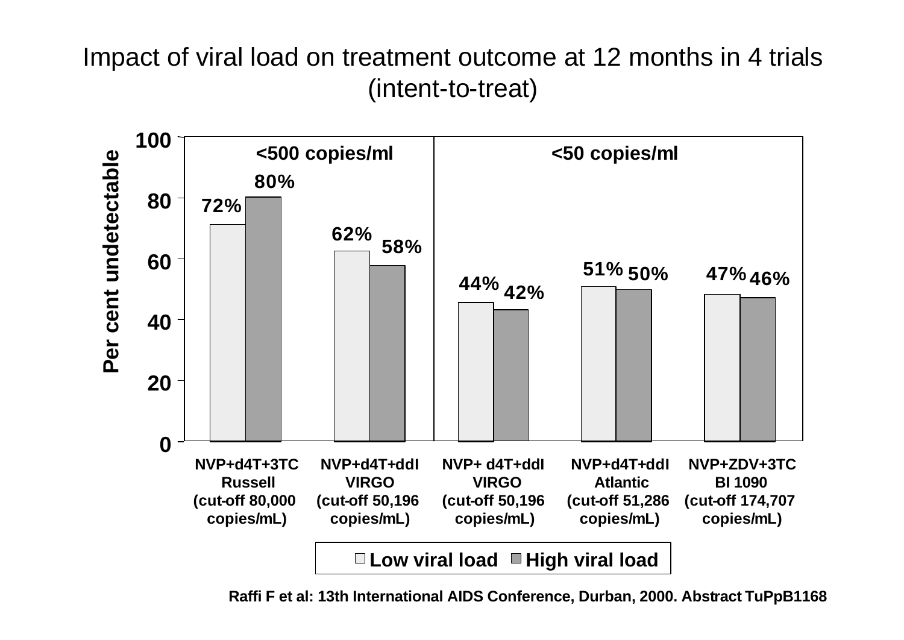# Impact of viral load on treatment outcome at 12 months in 4 trials (intent-to-treat)

| Regimen / Trial (cut-off) | Threshold | Low viral load | High viral load |
|---|---|---|---|
| NVP+d4T+3TC Russell (cut-off 80,000 copies/mL) | <500 copies/ml | 72% | 80% |
| NVP+d4T+ddI VIRGO (cut-off 50,196 copies/mL) | <500 copies/ml | 62% | 58% |
| NVP+ d4T+ddI VIRGO (cut-off 50,196 copies/mL) | <50 copies/ml | 44% | 42% |
| NVP+d4T+ddI Atlantic (cut-off 51,286 copies/mL) | <50 copies/ml | 51% | 50% |
| NVP+ZDV+3TC BI 1090 (cut-off 174,707 copies/mL) | <50 copies/ml | 47% | 46% |

Y-axis: Per cent undetectable

Raffi F et al: 13th International AIDS Conference, Durban, 2000. Abstract TuPpB1168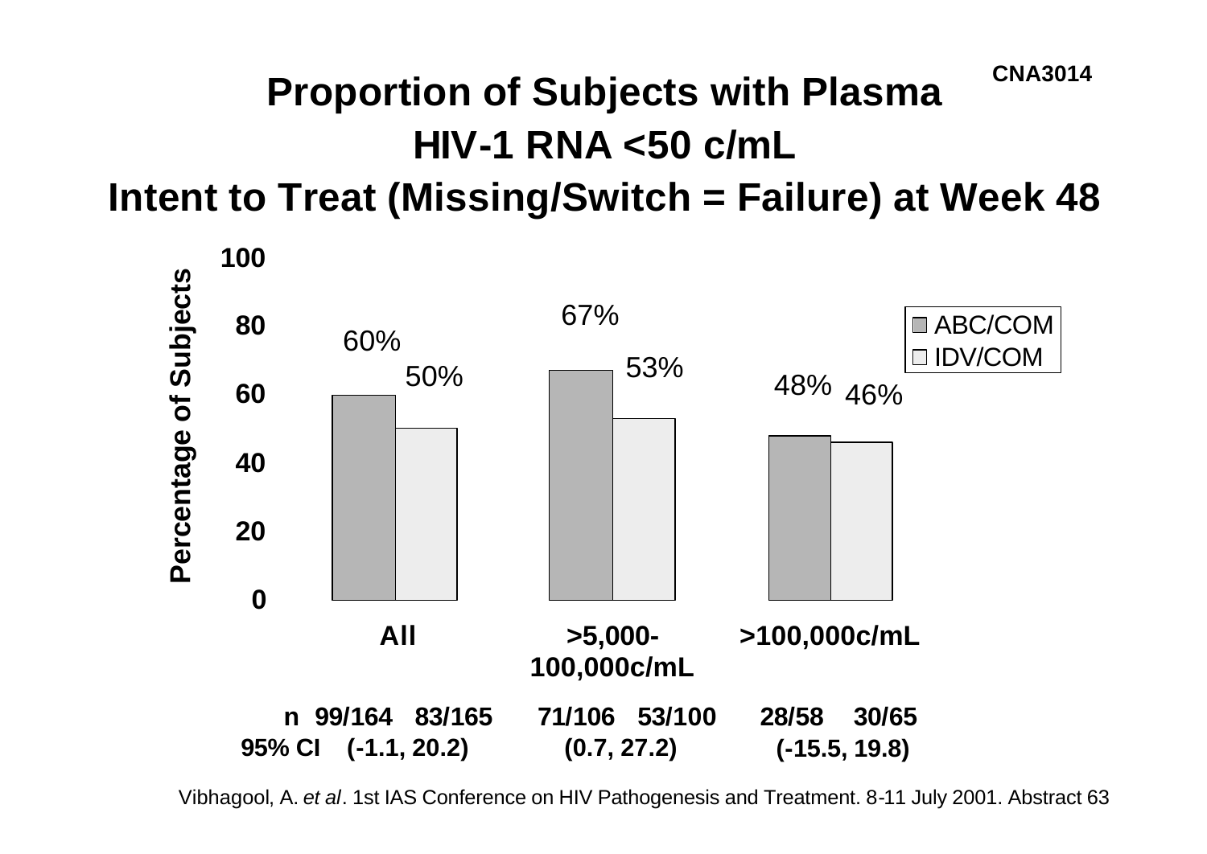CNA3014

# Proportion of Subjects with Plasma HIV-1 RNA <50 c/mL Intent to Treat (Missing/Switch = Failure) at Week 48

| | All | | >5,000-100,000c/mL | | >100,000c/mL | |
|---|---|---|---|---|---|---|
| | ABC/COM | IDV/COM | ABC/COM | IDV/COM | ABC/COM | IDV/COM |
| Percentage of Subjects | 60% | 50% | 67% | 53% | 48% | 46% |
| n | 99/164 | 83/165 | 71/106 | 53/100 | 28/58 | 30/65 |
| 95% CI | (-1.1, 20.2) | | (0.7, 27.2) | | (-15.5, 19.8) | |

Vibhagool, A. *et al*. 1st IAS Conference on HIV Pathogenesis and Treatment. 8-11 July 2001. Abstract 63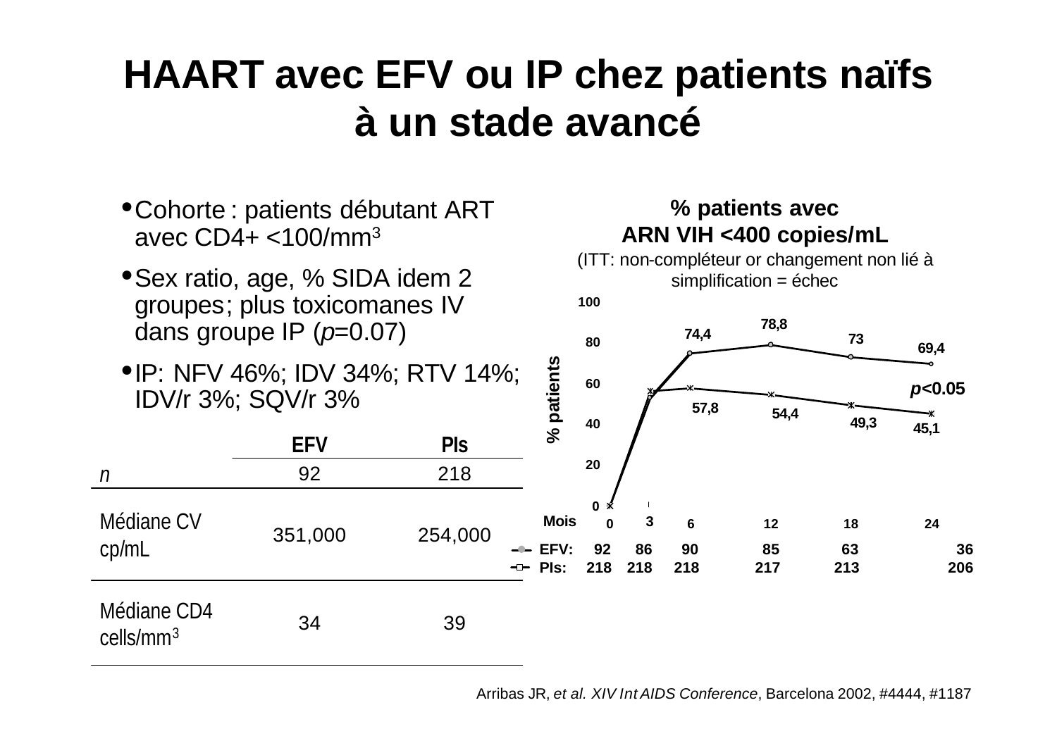# HAART avec EFV ou IP chez patients naïfs à un stade avancé

- Cohorte : patients débutant ART avec CD4+ <100/mm[3]
- Sex ratio, age, % SIDA idem 2 groupes ; plus toxicomanes IV dans groupe IP (*p*=0.07)
- IP: NFV 46%; IDV 34%; RTV 14%; IDV/r 3%; SQV/r 3%

| | EFV | PIs |
|---|---|---|
| *n* | 92 | 218 |
| Médiane CV cp/mL | 351,000 | 254,000 |
| Médiane CD4 cells/mm[3] | 34 | 39 |

**% patients avec ARN VIH <400 copies/mL**

(ITT: non-compléteur or changement non lié à simplification = échec)

| Mois | 0 | 3 | 6 | 12 | 18 | 24 |
|---|---|---|---|---|---|---|
| EFV (%) | 0 | | 74,4 | 78,8 | 73 | 69,4 |
| PIs (%) | 0 | | 57,8 | 54,4 | 49,3 | 45,1 |
| EFV: n | 92 | 86 | 90 | 85 | 63 | 36 |
| PIs: n | 218 | 218 | 218 | 217 | 213 | 206 |

$p<0.05$

Arribas JR, *et al. XIV Int AIDS Conference*, Barcelona 2002, #4444, #1187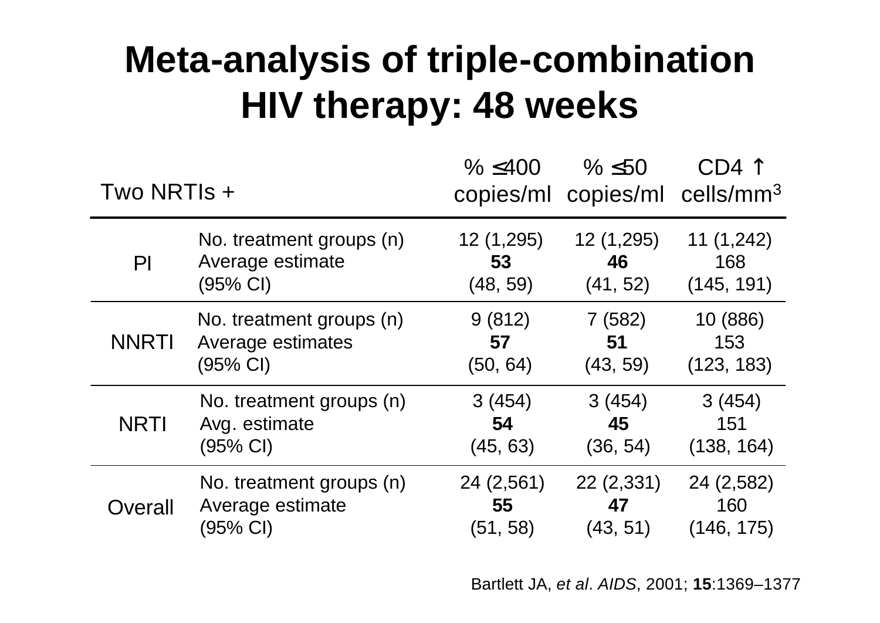# Meta-analysis of triple-combination HIV therapy: 48 weeks

| Two NRTIs + | | % ≤400 copies/ml | % ≤50 copies/ml | CD4 ↑ cells/mm$^3$ |
|---|---|---|---|---|
| PI | No. treatment groups (n) | 12 (1,295) | 12 (1,295) | 11 (1,242) |
| | Average estimate | **53** | **46** | 168 |
| | (95% CI) | (48, 59) | (41, 52) | (145, 191) |
| NNRTI | No. treatment groups (n) | 9 (812) | 7 (582) | 10 (886) |
| | Average estimates | **57** | **51** | 153 |
| | (95% CI) | (50, 64) | (43, 59) | (123, 183) |
| NRTI | No. treatment groups (n) | 3 (454) | 3 (454) | 3 (454) |
| | Avg. estimate | **54** | **45** | 151 |
| | (95% CI) | (45, 63) | (36, 54) | (138, 164) |
| Overall | No. treatment groups (n) | 24 (2,561) | 22 (2,331) | 24 (2,582) |
| | Average estimate | **55** | **47** | 160 |
| | (95% CI) | (51, 58) | (43, 51) | (146, 175) |

Bartlett JA, *et al*. *AIDS*, 2001; **15**:1369–1377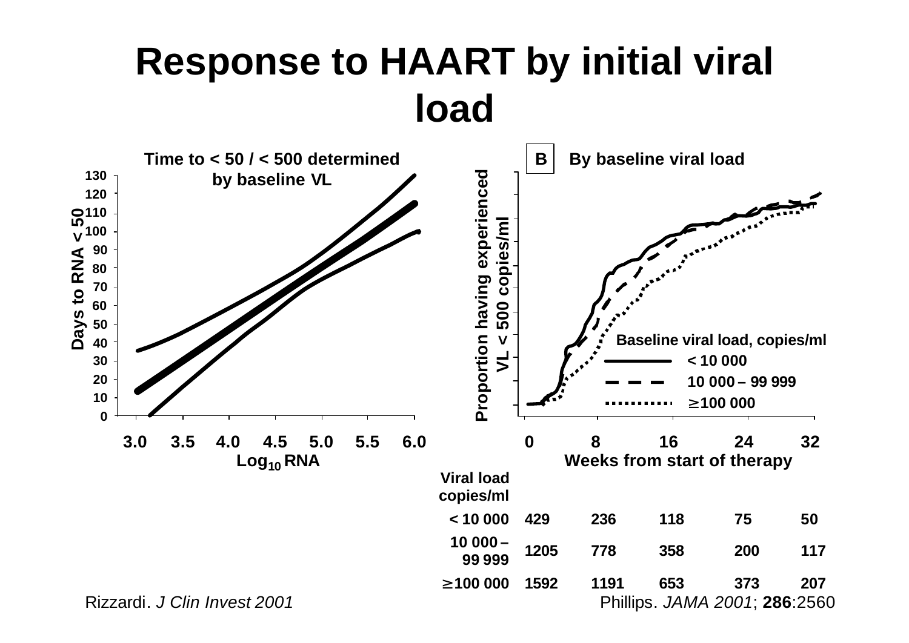# Response to HAART by initial viral load

**Time to < 50 / < 500 determined by baseline VL**

Days to RNA < 50

Log$_{10}$ RNA

**B** By baseline viral load

Proportion having experienced VL < 500 copies/ml

Weeks from start of therapy

Baseline viral load, copies/ml
- < 10 000
- 10 000 – 99 999
- ≥100 000

| Viral load copies/ml | 0 | 8 | 16 | 24 | 32 |
|---|---|---|---|---|---|
| < 10 000 | 429 | 236 | 118 | 75 | 50 |
| 10 000 – 99 999 | 1205 | 778 | 358 | 200 | 117 |
| ≥100 000 | 1592 | 1191 | 653 | 373 | 207 |

Rizzardi. *J Clin Invest 2001*

Phillips. *JAMA 2001*; **286**:2560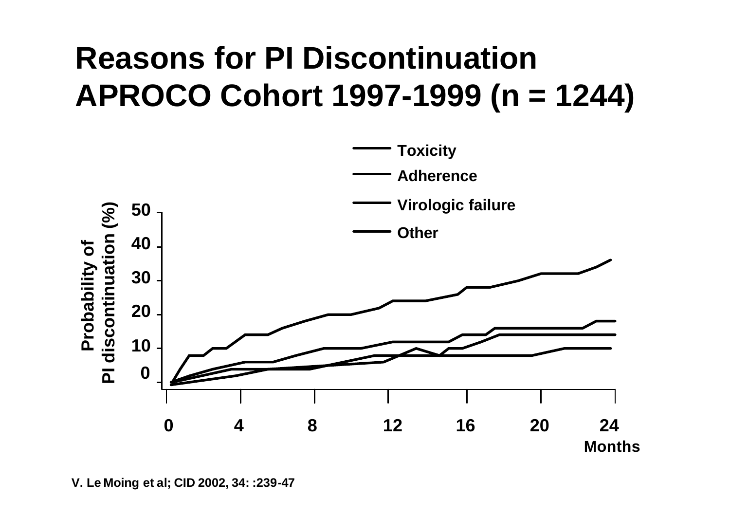# Reasons for PI Discontinuation APROCO Cohort 1997-1999 (n = 1244)

Toxicity

Adherence

Virologic failure

Other

Probability of PI discontinuation (%)

50

40

30

20

10

0

0 4 8 12 16 20 24

Months

V. Le Moing et al; CID 2002, 34: :239-47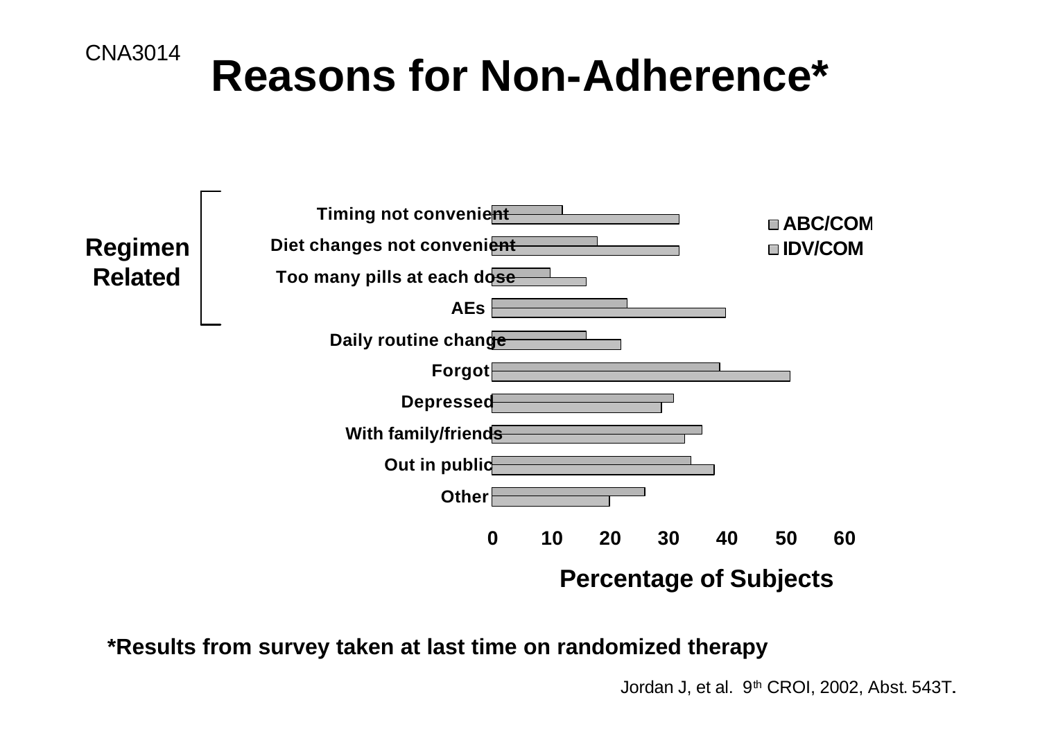CNA3014

# Reasons for Non-Adherence*

**Regimen Related**: Timing not convenient; Diet changes not convenient; Too many pills at each dose; AEs

| Reason | ABC/COM | IDV/COM |
|---|---|---|
| Timing not convenient | 12 | 32 |
| Diet changes not convenient | 18 | 32 |
| Too many pills at each dose | 10 | 16 |
| AEs | 23 | 40 |
| Daily routine change | 16 | 22 |
| Forgot | 39 | 51 |
| Depressed | 31 | 29 |
| With family/friends | 36 | 33 |
| Out in public | 34 | 38 |
| Other | 26 | 20 |

Percentage of Subjects (0–60); values estimated from the chart.

***Results from survey taken at last time on randomized therapy**

Jordan J, et al. 9th CROI, 2002, Abst. 543T.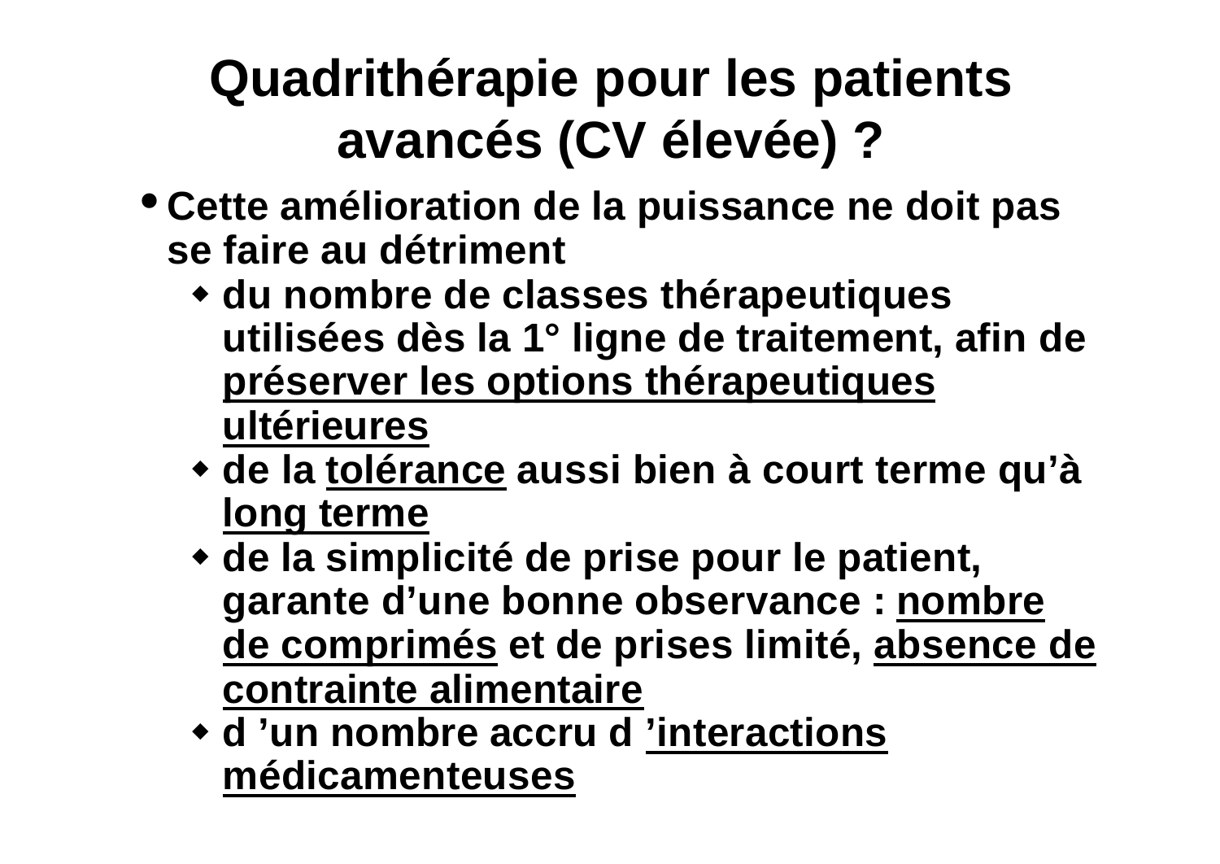# Quadrithérapie pour les patients avancés (CV élevée) ?

- **Cette amélioration de la puissance ne doit pas se faire au détriment**
  - **du nombre de classes thérapeutiques utilisées dès la 1° ligne de traitement, afin de <u>préserver les options thérapeutiques ultérieures</u>**
  - **de la <u>tolérance</u> aussi bien à court terme qu'à <u>long terme</u>**
  - **de la simplicité de prise pour le patient, garante d'une bonne observance : <u>nombre de comprimés</u> et de prises limité, <u>absence de contrainte alimentaire</u>**
  - **d 'un nombre accru d <u>'interactions médicamenteuses</u>**